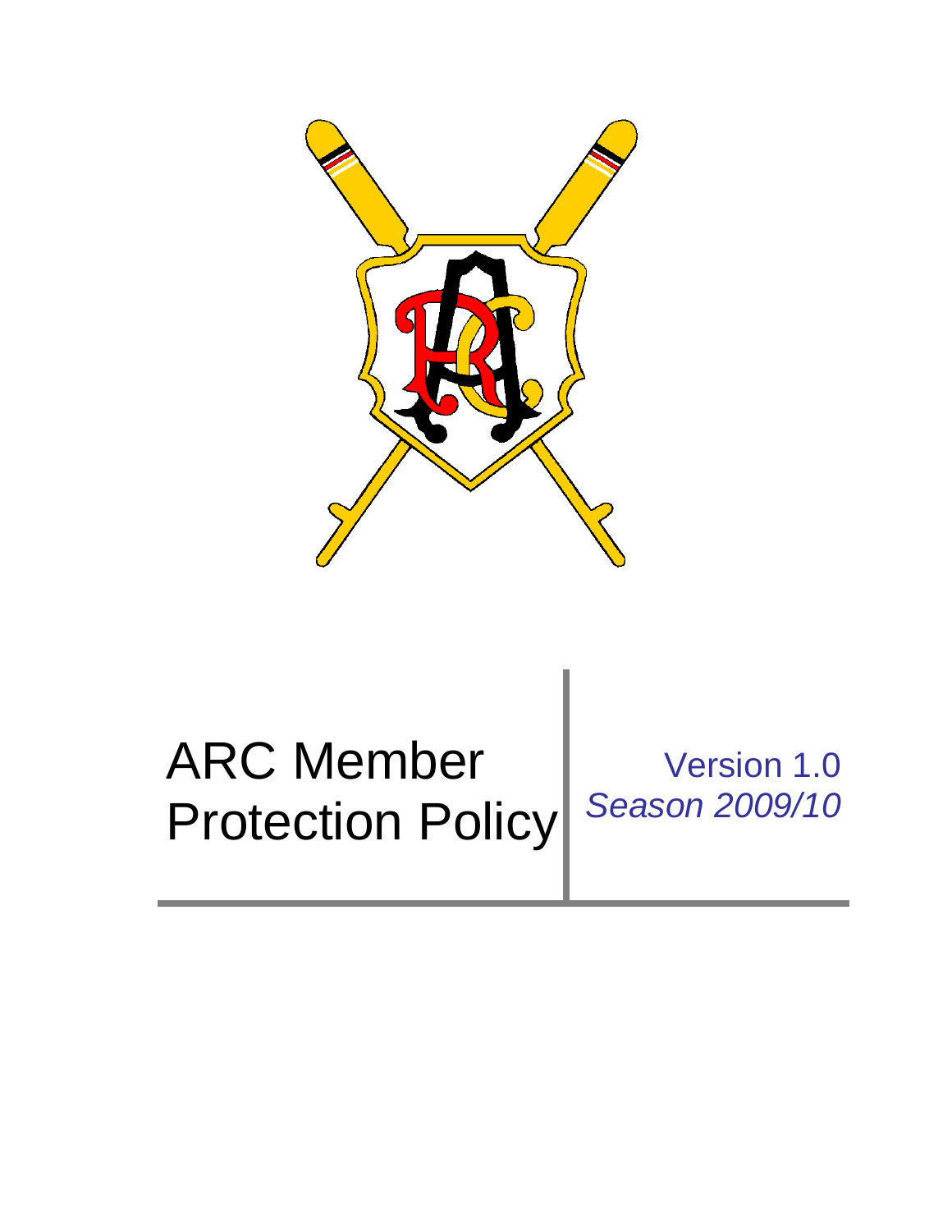# ARC Member Protection Policy

Version 1.0

*Season 2009/10*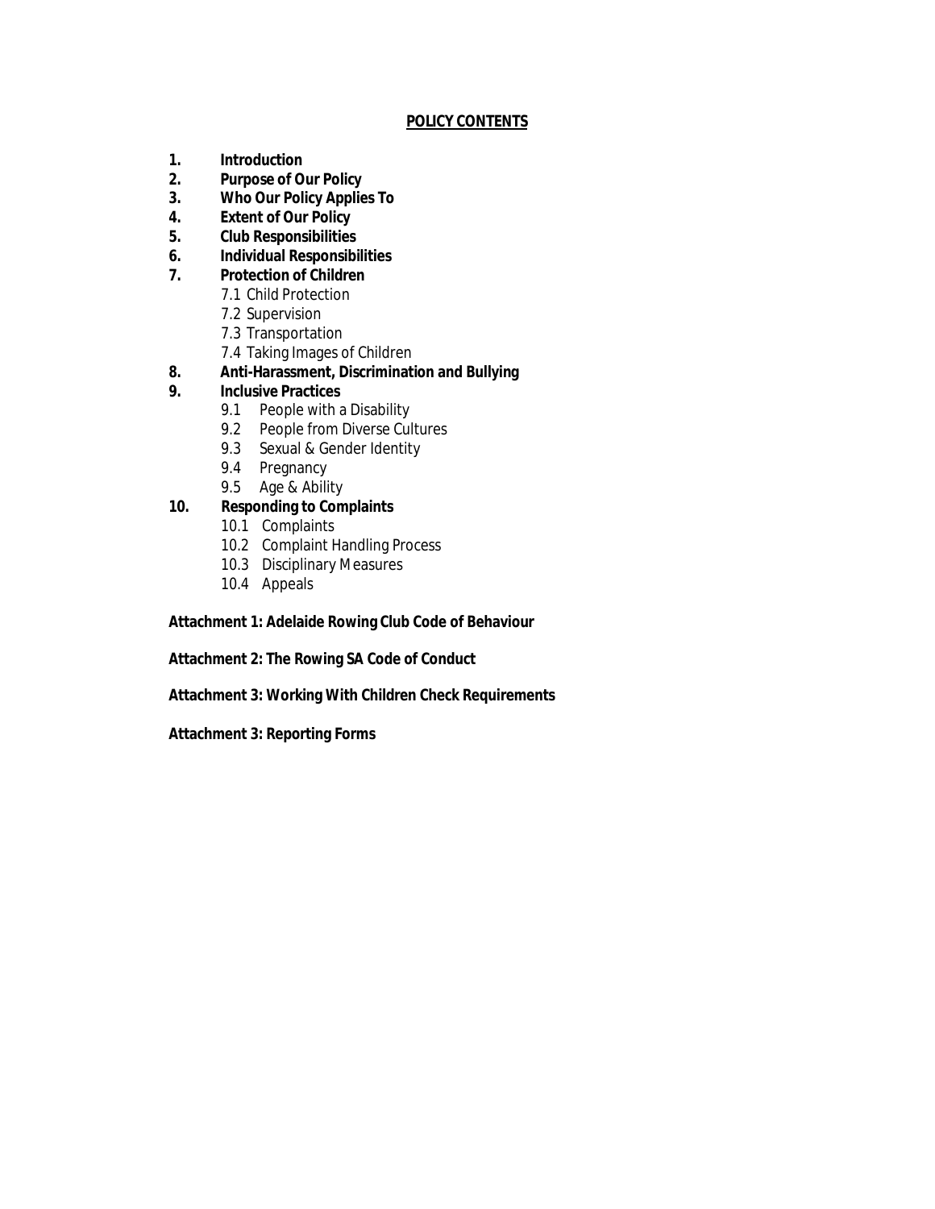**POLICY CONTENTS**

1. **Introduction**
2. **Purpose of Our Policy**
3. **Who Our Policy Applies To**
4. **Extent of Our Policy**
5. **Club Responsibilities**
6. **Individual Responsibilities**
7. **Protection of Children**
   - 7.1 Child Protection
   - 7.2 Supervision
   - 7.3 Transportation
   - 7.4 Taking Images of Children
8. **Anti-Harassment, Discrimination and Bullying**
9. **Inclusive Practices**
   - 9.1 People with a Disability
   - 9.2 People from Diverse Cultures
   - 9.3 Sexual & Gender Identity
   - 9.4 Pregnancy
   - 9.5 Age & Ability
10. **Responding to Complaints**
    - 10.1 Complaints
    - 10.2 Complaint Handling Process
    - 10.3 Disciplinary Measures
    - 10.4 Appeals

**Attachment 1: Adelaide Rowing Club Code of Behaviour**

**Attachment 2: The Rowing SA Code of Conduct**

**Attachment 3: Working With Children Check Requirements**

**Attachment 3: Reporting Forms**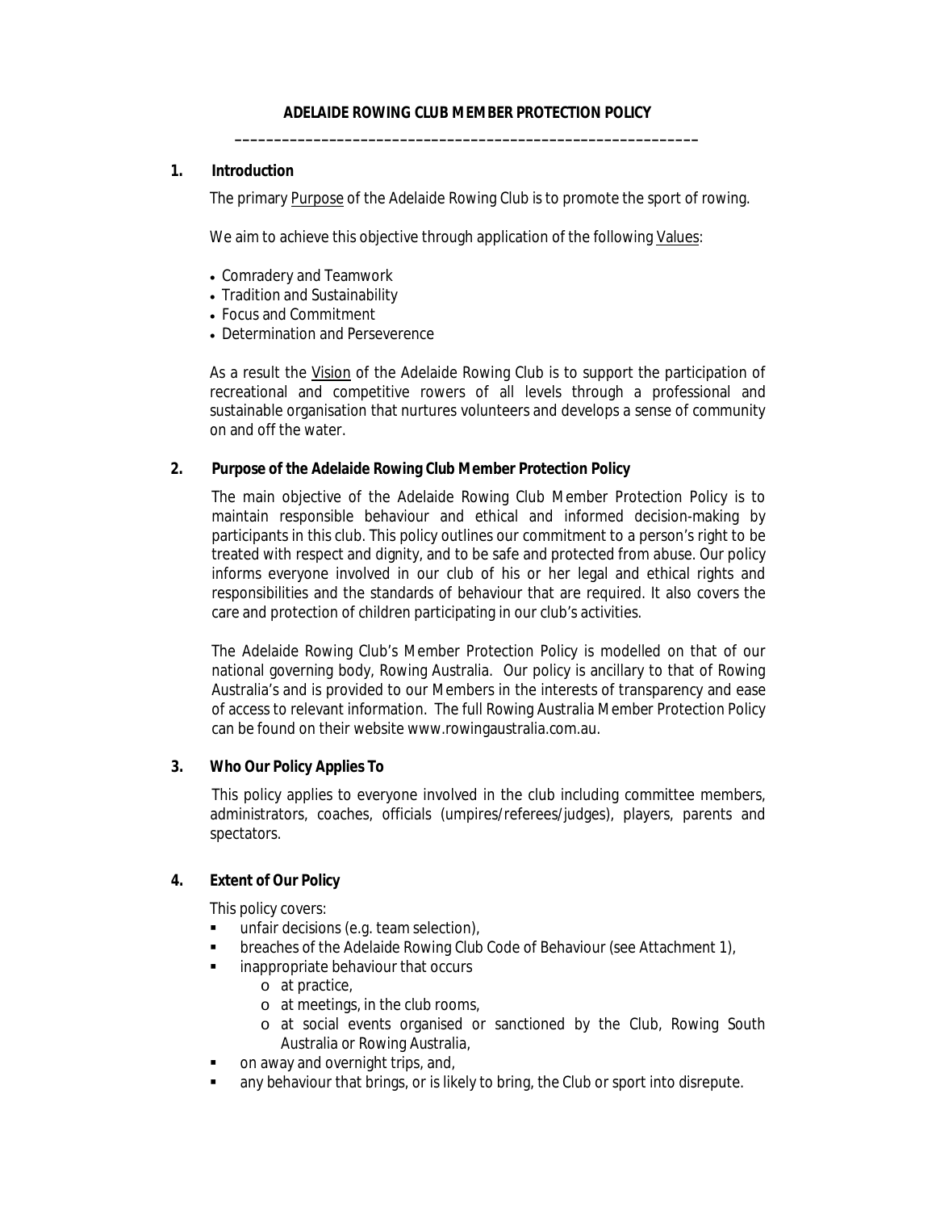# ADELAIDE ROWING CLUB MEMBER PROTECTION POLICY

---

## 1. Introduction

The primary Purpose of the Adelaide Rowing Club is to promote the sport of rowing.

We aim to achieve this objective through application of the following Values:

- Comradery and Teamwork
- Tradition and Sustainability
- Focus and Commitment
- Determination and Perseverence

As a result the Vision of the Adelaide Rowing Club is to support the participation of recreational and competitive rowers of all levels through a professional and sustainable organisation that nurtures volunteers and develops a sense of community on and off the water.

## 2. Purpose of the Adelaide Rowing Club Member Protection Policy

The main objective of the Adelaide Rowing Club Member Protection Policy is to maintain responsible behaviour and ethical and informed decision-making by participants in this club. This policy outlines our commitment to a person's right to be treated with respect and dignity, and to be safe and protected from abuse. Our policy informs everyone involved in our club of his or her legal and ethical rights and responsibilities and the standards of behaviour that are required. It also covers the care and protection of children participating in our club's activities.

The Adelaide Rowing Club's Member Protection Policy is modelled on that of our national governing body, Rowing Australia. Our policy is ancillary to that of Rowing Australia's and is provided to our Members in the interests of transparency and ease of access to relevant information. The full Rowing Australia Member Protection Policy can be found on their website www.rowingaustralia.com.au.

## 3. Who Our Policy Applies To

This policy applies to everyone involved in the club including committee members, administrators, coaches, officials (umpires/referees/judges), players, parents and spectators.

## 4. Extent of Our Policy

This policy covers:

- unfair decisions (e.g. team selection),
- breaches of the Adelaide Rowing Club Code of Behaviour (see Attachment 1),
- inappropriate behaviour that occurs
  - at practice,
  - at meetings, in the club rooms,
  - at social events organised or sanctioned by the Club, Rowing South Australia or Rowing Australia,
- on away and overnight trips, and,
- any behaviour that brings, or is likely to bring, the Club or sport into disrepute.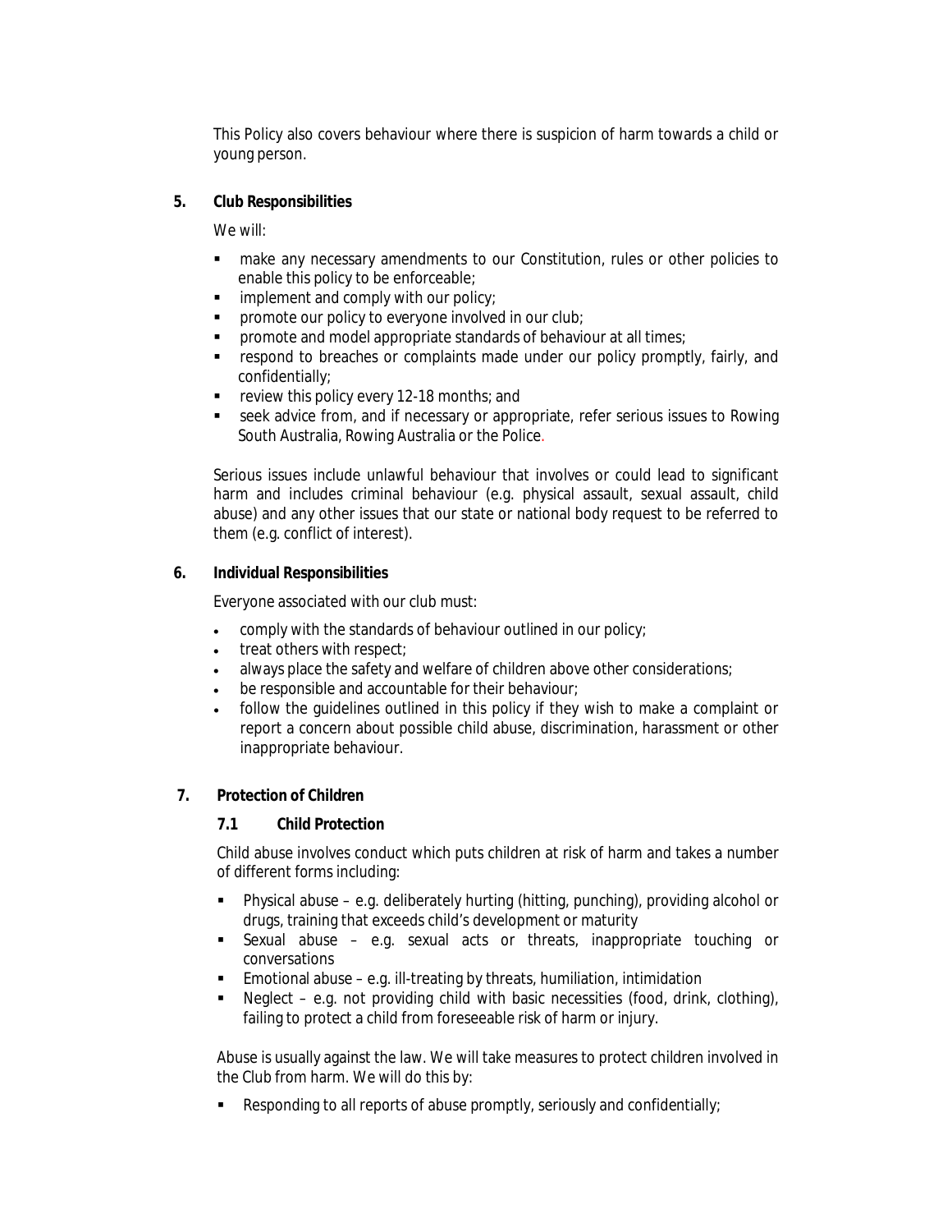This Policy also covers behaviour where there is suspicion of harm towards a child or young person.

## 5. Club Responsibilities

We will:

- make any necessary amendments to our Constitution, rules or other policies to enable this policy to be enforceable;
- implement and comply with our policy;
- promote our policy to everyone involved in our club;
- promote and model appropriate standards of behaviour at all times;
- respond to breaches or complaints made under our policy promptly, fairly, and confidentially;
- review this policy every 12-18 months; and
- seek advice from, and if necessary or appropriate, refer serious issues to Rowing South Australia, Rowing Australia or the Police.

Serious issues include unlawful behaviour that involves or could lead to significant harm and includes criminal behaviour (e.g. physical assault, sexual assault, child abuse) and any other issues that our state or national body request to be referred to them (e.g. conflict of interest).

## 6. Individual Responsibilities

Everyone associated with our club must:

- comply with the standards of behaviour outlined in our policy;
- treat others with respect;
- always place the safety and welfare of children above other considerations;
- be responsible and accountable for their behaviour;
- follow the guidelines outlined in this policy if they wish to make a complaint or report a concern about possible child abuse, discrimination, harassment or other inappropriate behaviour.

## 7. Protection of Children

### 7.1 Child Protection

Child abuse involves conduct which puts children at risk of harm and takes a number of different forms including:

- Physical abuse – e.g. deliberately hurting (hitting, punching), providing alcohol or drugs, training that exceeds child's development or maturity
- Sexual abuse – e.g. sexual acts or threats, inappropriate touching or conversations
- Emotional abuse – e.g. ill-treating by threats, humiliation, intimidation
- Neglect – e.g. not providing child with basic necessities (food, drink, clothing), failing to protect a child from foreseeable risk of harm or injury.

Abuse is usually against the law. We will take measures to protect children involved in the Club from harm. We will do this by:

- Responding to all reports of abuse promptly, seriously and confidentially;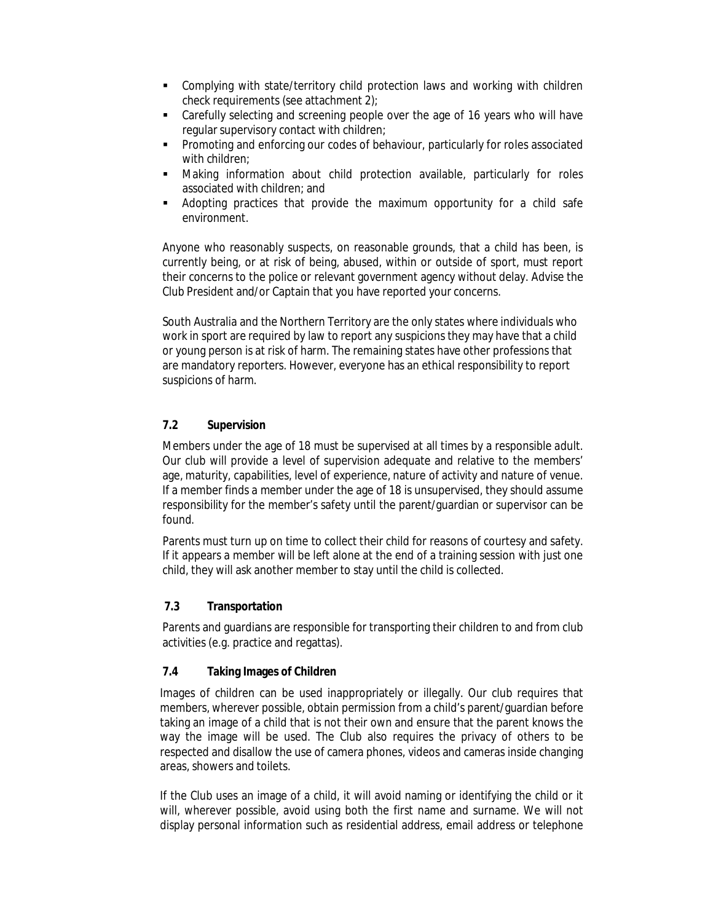- Complying with state/territory child protection laws and working with children check requirements (see attachment 2);
- Carefully selecting and screening people over the age of 16 years who will have regular supervisory contact with children;
- Promoting and enforcing our codes of behaviour, particularly for roles associated with children;
- Making information about child protection available, particularly for roles associated with children; and
- Adopting practices that provide the maximum opportunity for a child safe environment.

Anyone who reasonably suspects, on reasonable grounds, that a child has been, is currently being, or at risk of being, abused, within or outside of sport, must report their concerns to the police or relevant government agency without delay. Advise the Club President and/or Captain that you have reported your concerns.

South Australia and the Northern Territory are the only states where individuals who work in sport are required by law to report any suspicions they may have that a child or young person is at risk of harm. The remaining states have other professions that are mandatory reporters. However, everyone has an ethical responsibility to report suspicions of harm.

### 7.2 Supervision

Members under the age of 18 must be supervised at all times by a responsible adult. Our club will provide a level of supervision adequate and relative to the members' age, maturity, capabilities, level of experience, nature of activity and nature of venue. If a member finds a member under the age of 18 is unsupervised, they should assume responsibility for the member's safety until the parent/guardian or supervisor can be found.

Parents must turn up on time to collect their child for reasons of courtesy and safety. If it appears a member will be left alone at the end of a training session with just one child, they will ask another member to stay until the child is collected.

### 7.3 Transportation

Parents and guardians are responsible for transporting their children to and from club activities (e.g. practice and regattas).

### 7.4 Taking Images of Children

Images of children can be used inappropriately or illegally. Our club requires that members, wherever possible, obtain permission from a child's parent/guardian before taking an image of a child that is not their own and ensure that the parent knows the way the image will be used. The Club also requires the privacy of others to be respected and disallow the use of camera phones, videos and cameras inside changing areas, showers and toilets.

If the Club uses an image of a child, it will avoid naming or identifying the child or it will, wherever possible, avoid using both the first name and surname. We will not display personal information such as residential address, email address or telephone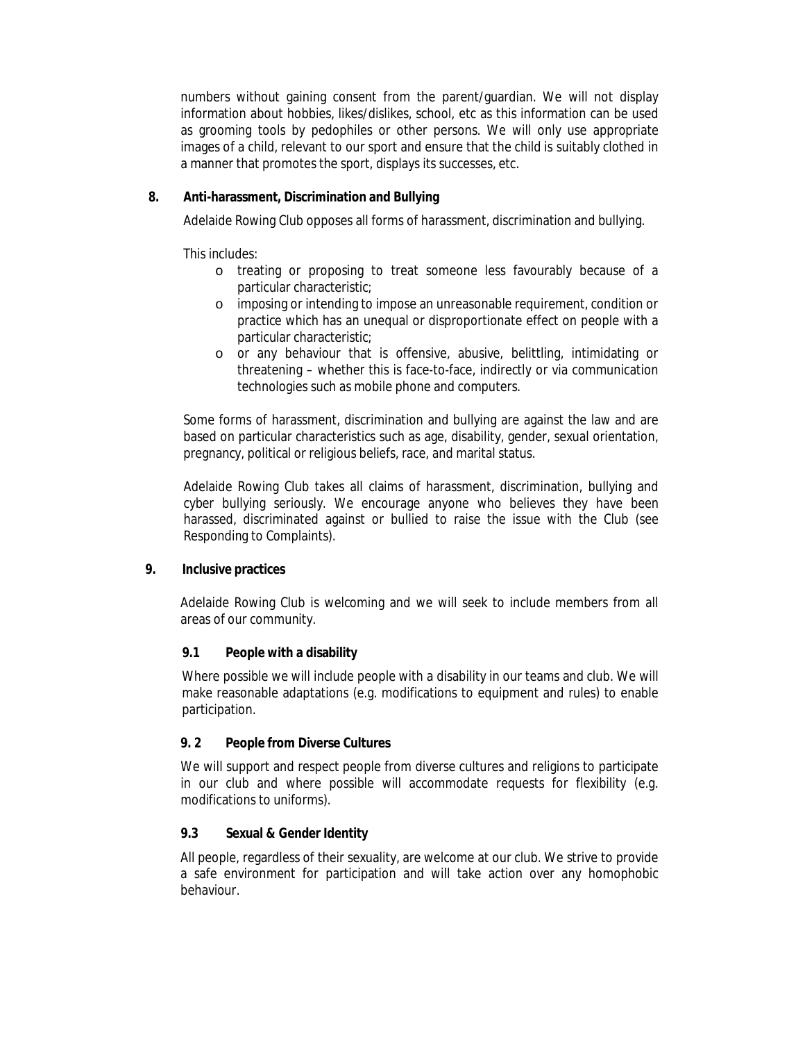numbers without gaining consent from the parent/guardian. We will not display information about hobbies, likes/dislikes, school, etc as this information can be used as grooming tools by pedophiles or other persons. We will only use appropriate images of a child, relevant to our sport and ensure that the child is suitably clothed in a manner that promotes the sport, displays its successes, etc.

## 8. Anti-harassment, Discrimination and Bullying

Adelaide Rowing Club opposes all forms of harassment, discrimination and bullying.

This includes:

- treating or proposing to treat someone less favourably because of a particular characteristic;
- imposing or intending to impose an unreasonable requirement, condition or practice which has an unequal or disproportionate effect on people with a particular characteristic;
- or any behaviour that is offensive, abusive, belittling, intimidating or threatening – whether this is face-to-face, indirectly or via communication technologies such as mobile phone and computers.

Some forms of harassment, discrimination and bullying are against the law and are based on particular characteristics such as age, disability, gender, sexual orientation, pregnancy, political or religious beliefs, race, and marital status.

Adelaide Rowing Club takes all claims of harassment, discrimination, bullying and cyber bullying seriously. We encourage anyone who believes they have been harassed, discriminated against or bullied to raise the issue with the Club (see Responding to Complaints).

## 9. Inclusive practices

Adelaide Rowing Club is welcoming and we will seek to include members from all areas of our community.

### 9.1 People with a disability

Where possible we will include people with a disability in our teams and club. We will make reasonable adaptations (e.g. modifications to equipment and rules) to enable participation.

### 9. 2 People from Diverse Cultures

We will support and respect people from diverse cultures and religions to participate in our club and where possible will accommodate requests for flexibility (e.g. modifications to uniforms).

### 9.3 Sexual & Gender Identity

All people, regardless of their sexuality, are welcome at our club. We strive to provide a safe environment for participation and will take action over any homophobic behaviour.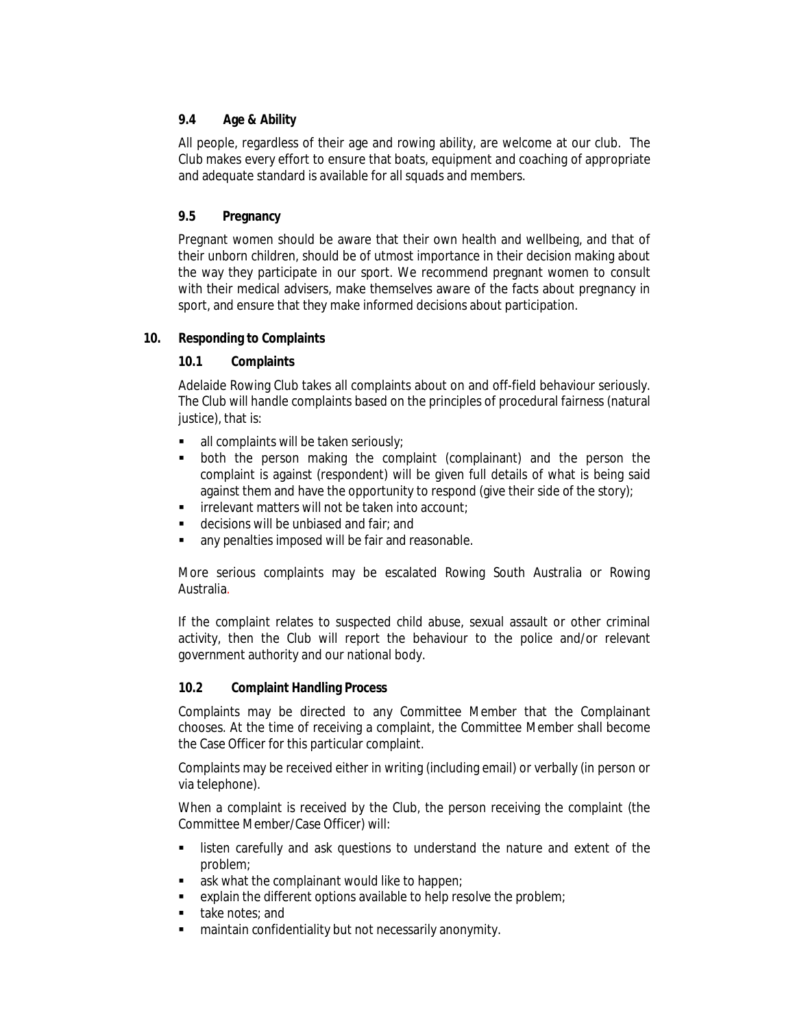### 9.4 Age & Ability

All people, regardless of their age and rowing ability, are welcome at our club. The Club makes every effort to ensure that boats, equipment and coaching of appropriate and adequate standard is available for all squads and members.

### 9.5 Pregnancy

Pregnant women should be aware that their own health and wellbeing, and that of their unborn children, should be of utmost importance in their decision making about the way they participate in our sport. We recommend pregnant women to consult with their medical advisers, make themselves aware of the facts about pregnancy in sport, and ensure that they make informed decisions about participation.

## 10. Responding to Complaints

### 10.1 Complaints

Adelaide Rowing Club takes all complaints about on and off-field behaviour seriously. The Club will handle complaints based on the principles of procedural fairness (natural justice), that is:

- all complaints will be taken seriously;
- both the person making the complaint (complainant) and the person the complaint is against (respondent) will be given full details of what is being said against them and have the opportunity to respond (give their side of the story);
- irrelevant matters will not be taken into account;
- decisions will be unbiased and fair; and
- any penalties imposed will be fair and reasonable.

More serious complaints may be escalated Rowing South Australia or Rowing Australia.

If the complaint relates to suspected child abuse, sexual assault or other criminal activity, then the Club will report the behaviour to the police and/or relevant government authority and our national body.

### 10.2 Complaint Handling Process

Complaints may be directed to any Committee Member that the Complainant chooses. At the time of receiving a complaint, the Committee Member shall become the Case Officer for this particular complaint.

Complaints may be received either in writing (including email) or verbally (in person or via telephone).

When a complaint is received by the Club, the person receiving the complaint (the Committee Member/Case Officer) will:

- listen carefully and ask questions to understand the nature and extent of the problem;
- ask what the complainant would like to happen;
- explain the different options available to help resolve the problem;
- take notes; and
- maintain confidentiality but not necessarily anonymity.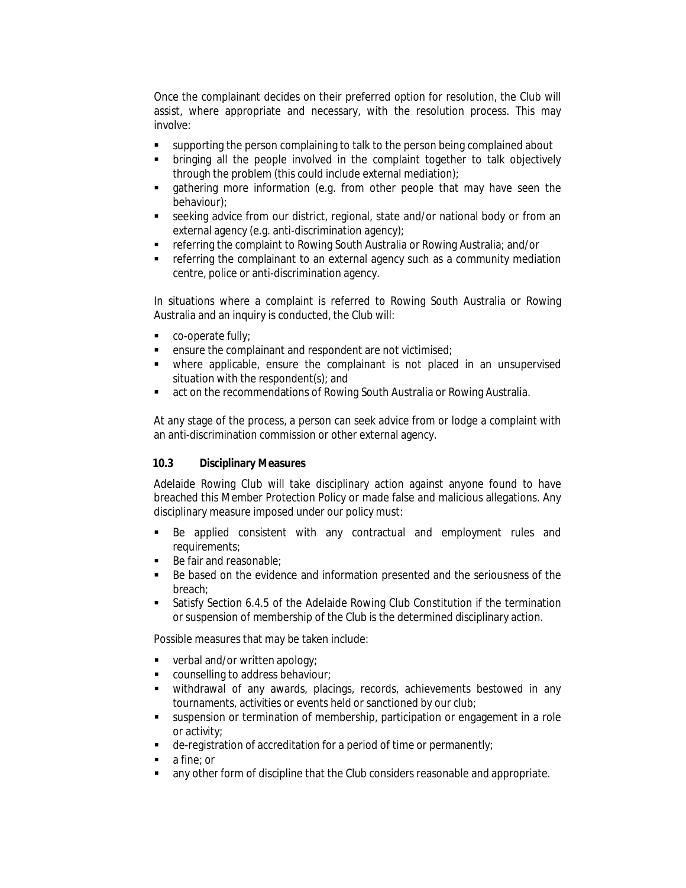Once the complainant decides on their preferred option for resolution, the Club will assist, where appropriate and necessary, with the resolution process. This may involve:

- supporting the person complaining to talk to the person being complained about
- bringing all the people involved in the complaint together to talk objectively through the problem (this could include external mediation);
- gathering more information (e.g. from other people that may have seen the behaviour);
- seeking advice from our district, regional, state and/or national body or from an external agency (e.g. anti-discrimination agency);
- referring the complaint to Rowing South Australia or Rowing Australia; and/or
- referring the complainant to an external agency such as a community mediation centre, police or anti-discrimination agency.

In situations where a complaint is referred to Rowing South Australia or Rowing Australia and an inquiry is conducted, the Club will:

- co-operate fully;
- ensure the complainant and respondent are not victimised;
- where applicable, ensure the complainant is not placed in an unsupervised situation with the respondent(s); and
- act on the recommendations of Rowing South Australia or Rowing Australia.

At any stage of the process, a person can seek advice from or lodge a complaint with an anti-discrimination commission or other external agency.

### 10.3 Disciplinary Measures

Adelaide Rowing Club will take disciplinary action against anyone found to have breached this Member Protection Policy or made false and malicious allegations. Any disciplinary measure imposed under our policy must:

- Be applied consistent with any contractual and employment rules and requirements;
- Be fair and reasonable;
- Be based on the evidence and information presented and the seriousness of the breach;
- Satisfy Section 6.4.5 of the Adelaide Rowing Club Constitution if the termination or suspension of membership of the Club is the determined disciplinary action.

Possible measures that may be taken include:

- verbal and/or written apology;
- counselling to address behaviour;
- withdrawal of any awards, placings, records, achievements bestowed in any tournaments, activities or events held or sanctioned by our club;
- suspension or termination of membership, participation or engagement in a role or activity;
- de-registration of accreditation for a period of time or permanently;
- a fine; or
- any other form of discipline that the Club considers reasonable and appropriate.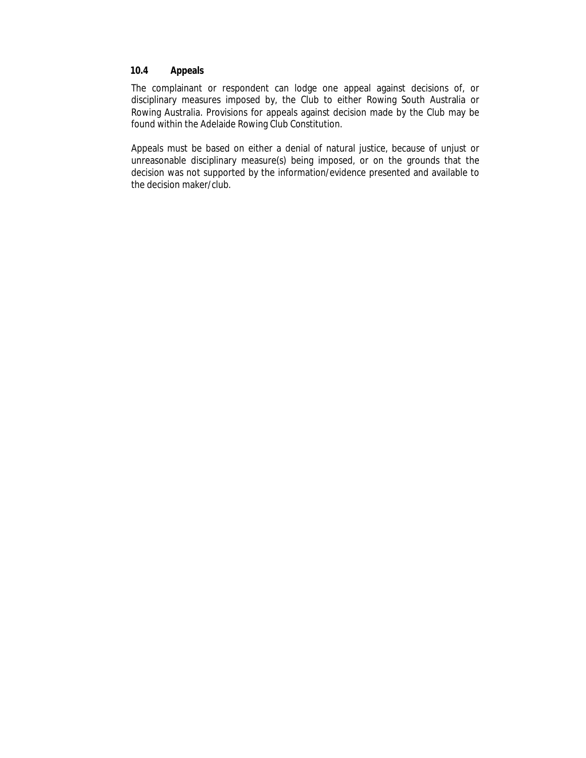### 10.4 Appeals

The complainant or respondent can lodge one appeal against decisions of, or disciplinary measures imposed by, the Club to either Rowing South Australia or Rowing Australia. Provisions for appeals against decision made by the Club may be found within the Adelaide Rowing Club Constitution.

Appeals must be based on either a denial of natural justice, because of unjust or unreasonable disciplinary measure(s) being imposed, or on the grounds that the decision was not supported by the information/evidence presented and available to the decision maker/club.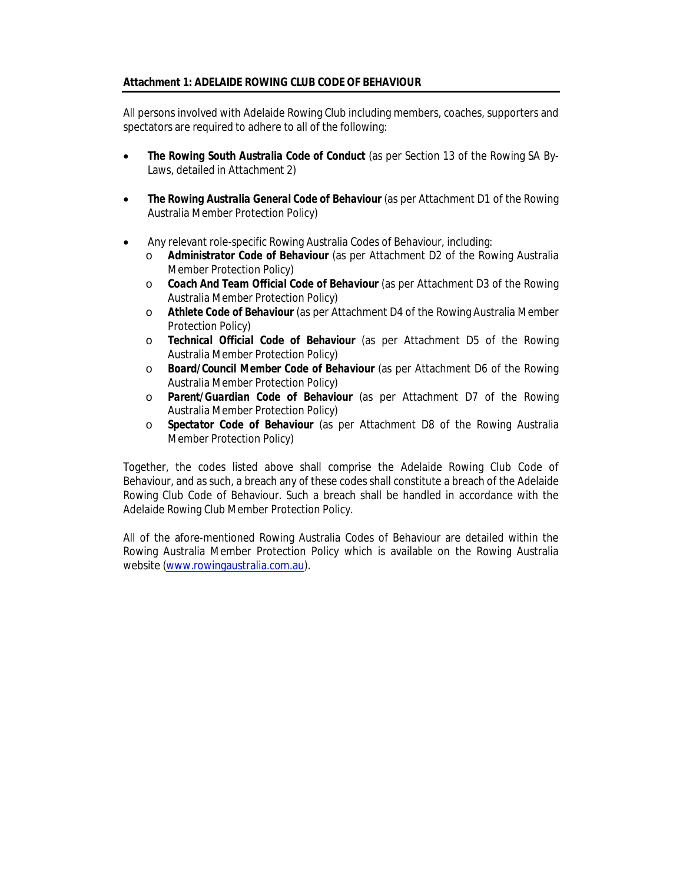## Attachment 1: ADELAIDE ROWING CLUB CODE OF BEHAVIOUR

All persons involved with Adelaide Rowing Club including members, coaches, supporters and spectators are required to adhere to all of the following:

- ***The Rowing South Australia Code of Conduct*** (as per Section 13 of the Rowing SA By-Laws, detailed in Attachment 2)

- ***The Rowing Australia General Code of Behaviour*** (as per Attachment D1 of the Rowing Australia Member Protection Policy)

- Any relevant role-specific Rowing Australia Codes of Behaviour, including:
  - ***Administrator Code of Behaviour*** (as per Attachment D2 of the Rowing Australia Member Protection Policy)
  - ***Coach And Team Official Code of Behaviour*** (as per Attachment D3 of the Rowing Australia Member Protection Policy)
  - ***Athlete Code of Behaviour*** (as per Attachment D4 of the Rowing Australia Member Protection Policy)
  - ***Technical Official Code of Behaviour*** (as per Attachment D5 of the Rowing Australia Member Protection Policy)
  - ***Board/Council Member Code of Behaviour*** (as per Attachment D6 of the Rowing Australia Member Protection Policy)
  - ***Parent/Guardian Code of Behaviour*** (as per Attachment D7 of the Rowing Australia Member Protection Policy)
  - ***Spectator Code of Behaviour*** (as per Attachment D8 of the Rowing Australia Member Protection Policy)

Together, the codes listed above shall comprise the Adelaide Rowing Club Code of Behaviour, and as such, a breach any of these codes shall constitute a breach of the Adelaide Rowing Club Code of Behaviour. Such a breach shall be handled in accordance with the Adelaide Rowing Club Member Protection Policy.

All of the afore-mentioned Rowing Australia Codes of Behaviour are detailed within the Rowing Australia Member Protection Policy which is available on the Rowing Australia website (www.rowingaustralia.com.au).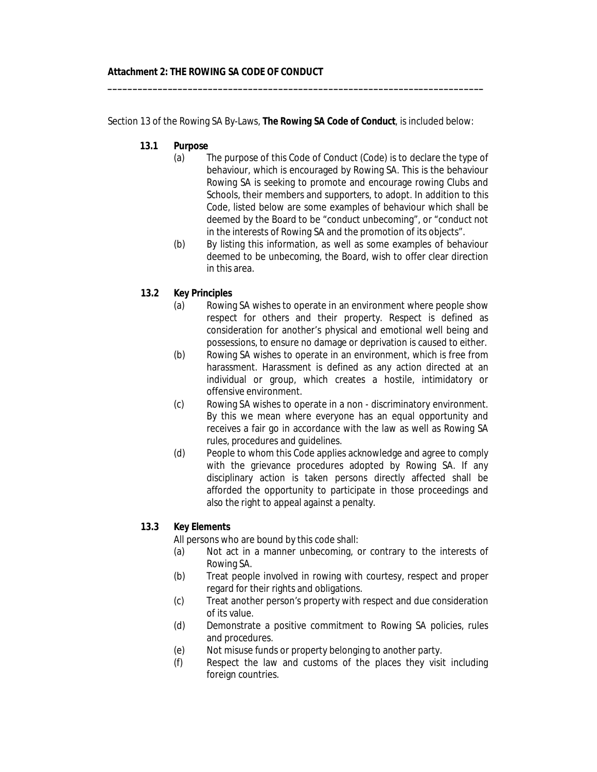**Attachment 2: THE ROWING SA CODE OF CONDUCT**

---

Section 13 of the Rowing SA By-Laws, **The Rowing SA Code of Conduct**, is included below:

**13.1 Purpose**

(a) The purpose of this Code of Conduct (Code) is to declare the type of behaviour, which is encouraged by Rowing SA. This is the behaviour Rowing SA is seeking to promote and encourage rowing Clubs and Schools, their members and supporters, to adopt. In addition to this Code, listed below are some examples of behaviour which shall be deemed by the Board to be "conduct unbecoming", or "conduct not in the interests of Rowing SA and the promotion of its objects".

(b) By listing this information, as well as some examples of behaviour deemed to be unbecoming, the Board, wish to offer clear direction in this area.

**13.2 Key Principles**

(a) Rowing SA wishes to operate in an environment where people show respect for others and their property. Respect is defined as consideration for another's physical and emotional well being and possessions, to ensure no damage or deprivation is caused to either.

(b) Rowing SA wishes to operate in an environment, which is free from harassment. Harassment is defined as any action directed at an individual or group, which creates a hostile, intimidatory or offensive environment.

(c) Rowing SA wishes to operate in a non - discriminatory environment. By this we mean where everyone has an equal opportunity and receives a fair go in accordance with the law as well as Rowing SA rules, procedures and guidelines.

(d) People to whom this Code applies acknowledge and agree to comply with the grievance procedures adopted by Rowing SA. If any disciplinary action is taken persons directly affected shall be afforded the opportunity to participate in those proceedings and also the right to appeal against a penalty.

**13.3 Key Elements**

All persons who are bound by this code shall:

(a) Not act in a manner unbecoming, or contrary to the interests of Rowing SA.

(b) Treat people involved in rowing with courtesy, respect and proper regard for their rights and obligations.

(c) Treat another person's property with respect and due consideration of its value.

(d) Demonstrate a positive commitment to Rowing SA policies, rules and procedures.

(e) Not misuse funds or property belonging to another party.

(f) Respect the law and customs of the places they visit including foreign countries.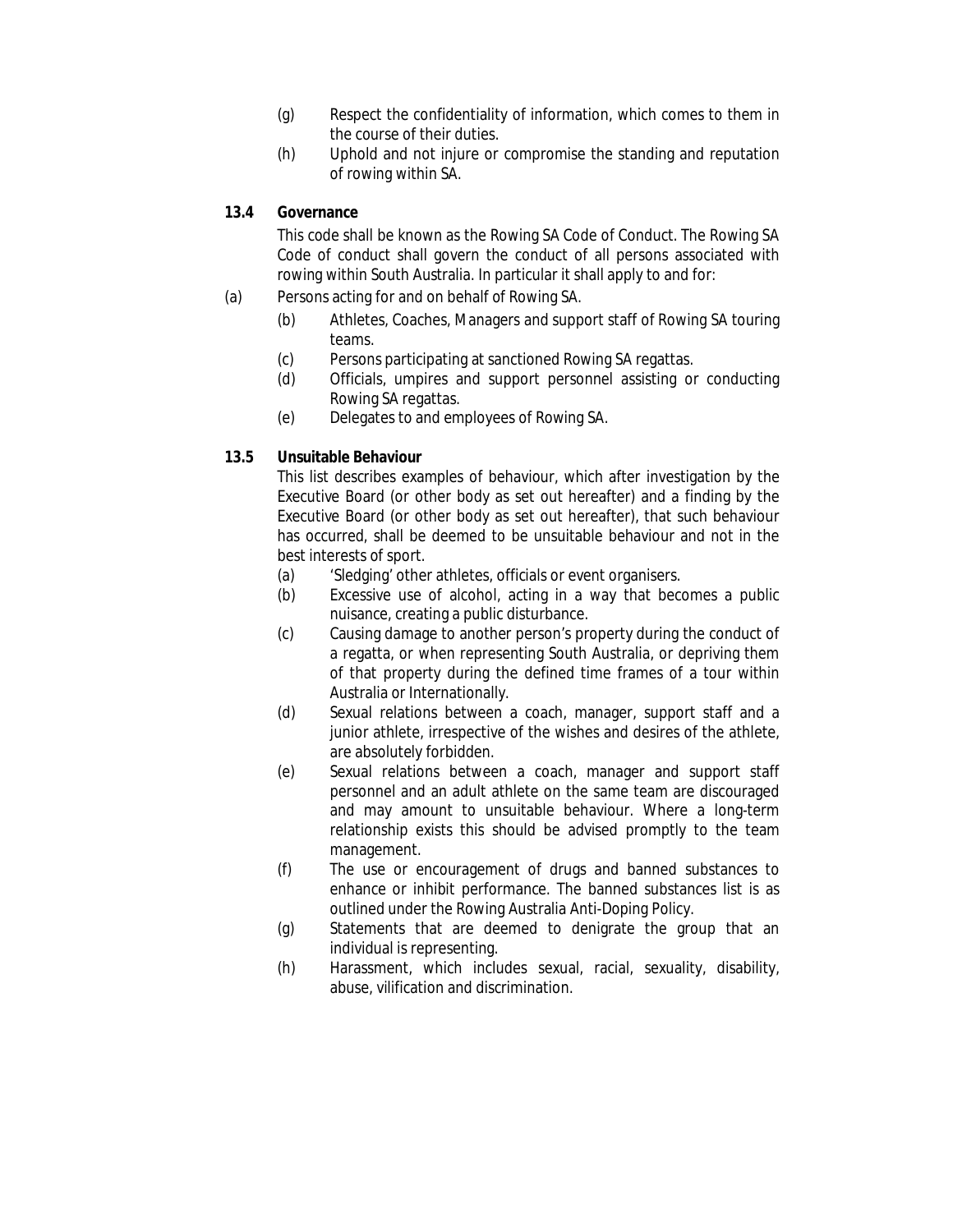(g) Respect the confidentiality of information, which comes to them in the course of their duties.

(h) Uphold and not injure or compromise the standing and reputation of rowing within SA.

### 13.4 Governance

This code shall be known as the Rowing SA Code of Conduct. The Rowing SA Code of conduct shall govern the conduct of all persons associated with rowing within South Australia. In particular it shall apply to and for:

(a) Persons acting for and on behalf of Rowing SA.

(b) Athletes, Coaches, Managers and support staff of Rowing SA touring teams.

(c) Persons participating at sanctioned Rowing SA regattas.

(d) Officials, umpires and support personnel assisting or conducting Rowing SA regattas.

(e) Delegates to and employees of Rowing SA.

### 13.5 Unsuitable Behaviour

This list describes examples of behaviour, which after investigation by the Executive Board (or other body as set out hereafter) and a finding by the Executive Board (or other body as set out hereafter), that such behaviour has occurred, shall be deemed to be unsuitable behaviour and not in the best interests of sport.

(a) 'Sledging' other athletes, officials or event organisers.

(b) Excessive use of alcohol, acting in a way that becomes a public nuisance, creating a public disturbance.

(c) Causing damage to another person's property during the conduct of a regatta, or when representing South Australia, or depriving them of that property during the defined time frames of a tour within Australia or Internationally.

(d) Sexual relations between a coach, manager, support staff and a junior athlete, irrespective of the wishes and desires of the athlete, are absolutely forbidden.

(e) Sexual relations between a coach, manager and support staff personnel and an adult athlete on the same team are discouraged and may amount to unsuitable behaviour. Where a long-term relationship exists this should be advised promptly to the team management.

(f) The use or encouragement of drugs and banned substances to enhance or inhibit performance. The banned substances list is as outlined under the Rowing Australia Anti-Doping Policy.

(g) Statements that are deemed to denigrate the group that an individual is representing.

(h) Harassment, which includes sexual, racial, sexuality, disability, abuse, vilification and discrimination.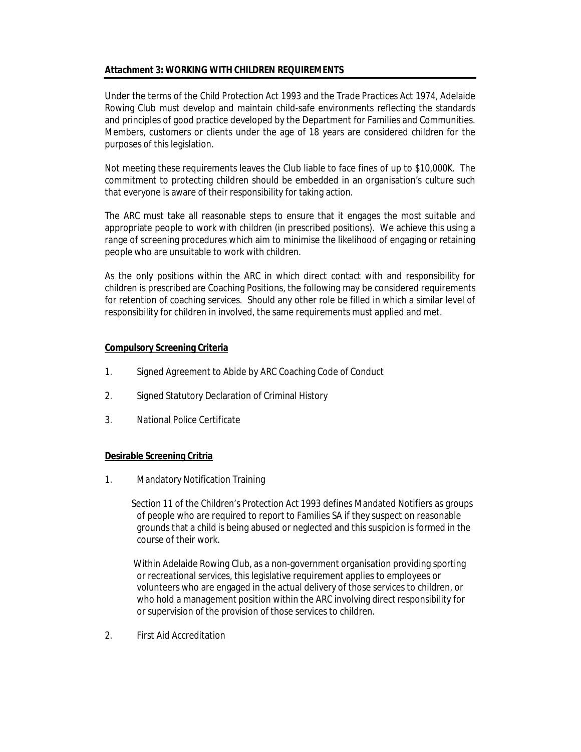**Attachment 3: WORKING WITH CHILDREN REQUIREMENTS**

Under the terms of the Child Protection Act 1993 and the Trade Practices Act 1974, Adelaide Rowing Club must develop and maintain child-safe environments reflecting the standards and principles of good practice developed by the Department for Families and Communities. Members, customers or clients under the age of 18 years are considered children for the purposes of this legislation.

Not meeting these requirements leaves the Club liable to face fines of up to $10,000K. The commitment to protecting children should be embedded in an organisation's culture such that everyone is aware of their responsibility for taking action.

The ARC must take all reasonable steps to ensure that it engages the most suitable and appropriate people to work with children (in prescribed positions). We achieve this using a range of screening procedures which aim to minimise the likelihood of engaging or retaining people who are unsuitable to work with children.

As the only positions within the ARC in which direct contact with and responsibility for children is prescribed are Coaching Positions, the following may be considered requirements for retention of coaching services. Should any other role be filled in which a similar level of responsibility for children in involved, the same requirements must applied and met.

**Compulsory Screening Criteria**

1. Signed Agreement to Abide by ARC Coaching Code of Conduct
2. Signed Statutory Declaration of Criminal History
3. National Police Certificate

**Desirable Screening Critria**

1. Mandatory Notification Training

   Section 11 of the Children's Protection Act 1993 defines Mandated Notifiers as groups of people who are required to report to Families SA if they suspect on reasonable grounds that a child is being abused or neglected and this suspicion is formed in the course of their work.

   Within Adelaide Rowing Club, as a non-government organisation providing sporting or recreational services, this legislative requirement applies to employees or volunteers who are engaged in the actual delivery of those services to children, or who hold a management position within the ARC involving direct responsibility for or supervision of the provision of those services to children.

2. First Aid Accreditation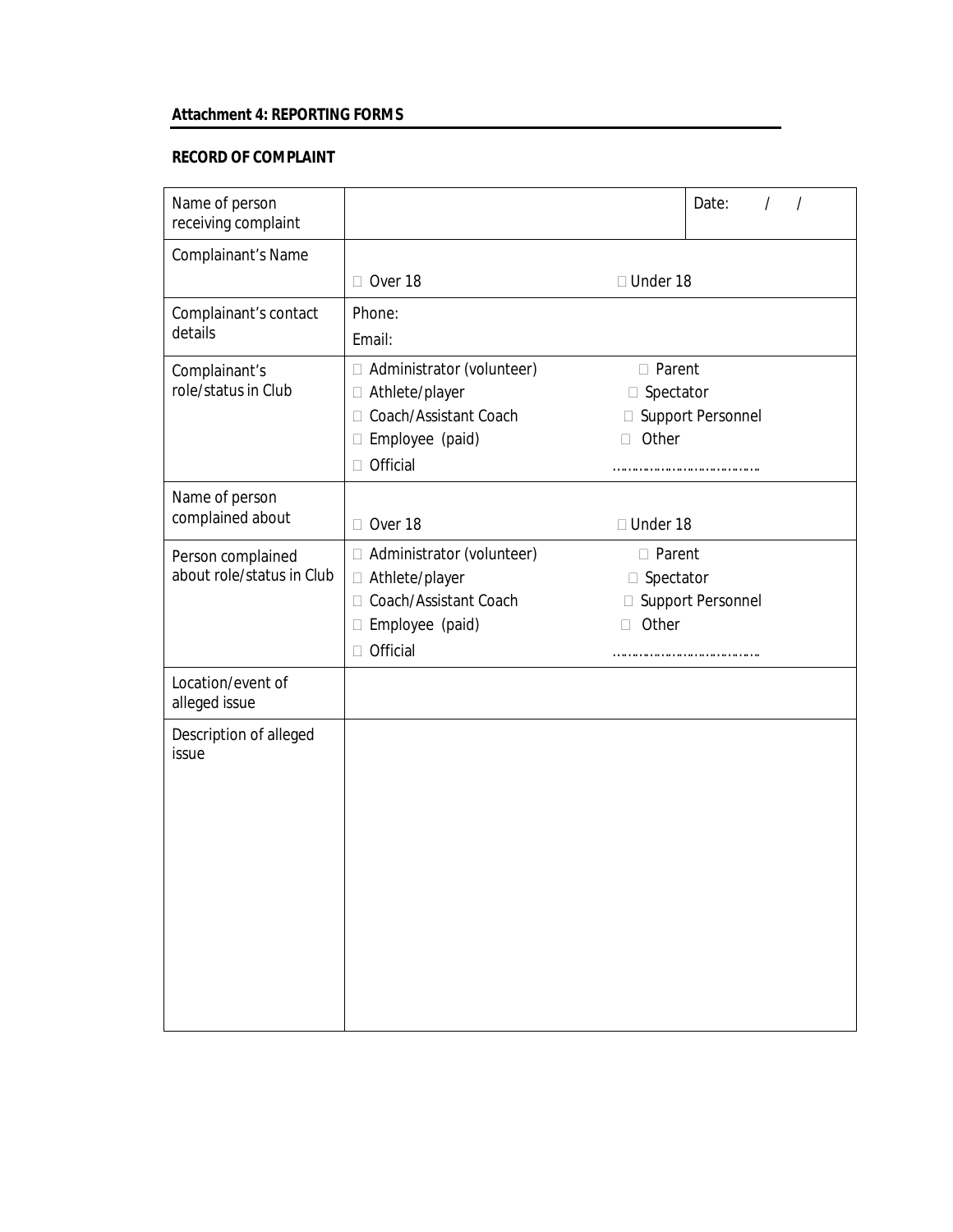**Attachment 4: REPORTING FORMS**

**RECORD OF COMPLAINT**

| | | |
|---|---|---|
| Name of person receiving complaint | | Date: / / |
| Complainant's Name | □ Over 18 □ Under 18 | |
| Complainant's contact details | Phone:<br>Email: | |
| Complainant's role/status in Club | □ Administrator (volunteer)<br>□ Athlete/player<br>□ Coach/Assistant Coach<br>□ Employee (paid)<br>□ Official<br>□ Parent<br>□ Spectator<br>□ Support Personnel<br>□ Other ………………………………… | |
| Name of person complained about | □ Over 18 □ Under 18 | |
| Person complained about role/status in Club | □ Administrator (volunteer)<br>□ Athlete/player<br>□ Coach/Assistant Coach<br>□ Employee (paid)<br>□ Official<br>□ Parent<br>□ Spectator<br>□ Support Personnel<br>□ Other ………………………………… | |
| Location/event of alleged issue | | |
| Description of alleged issue | | |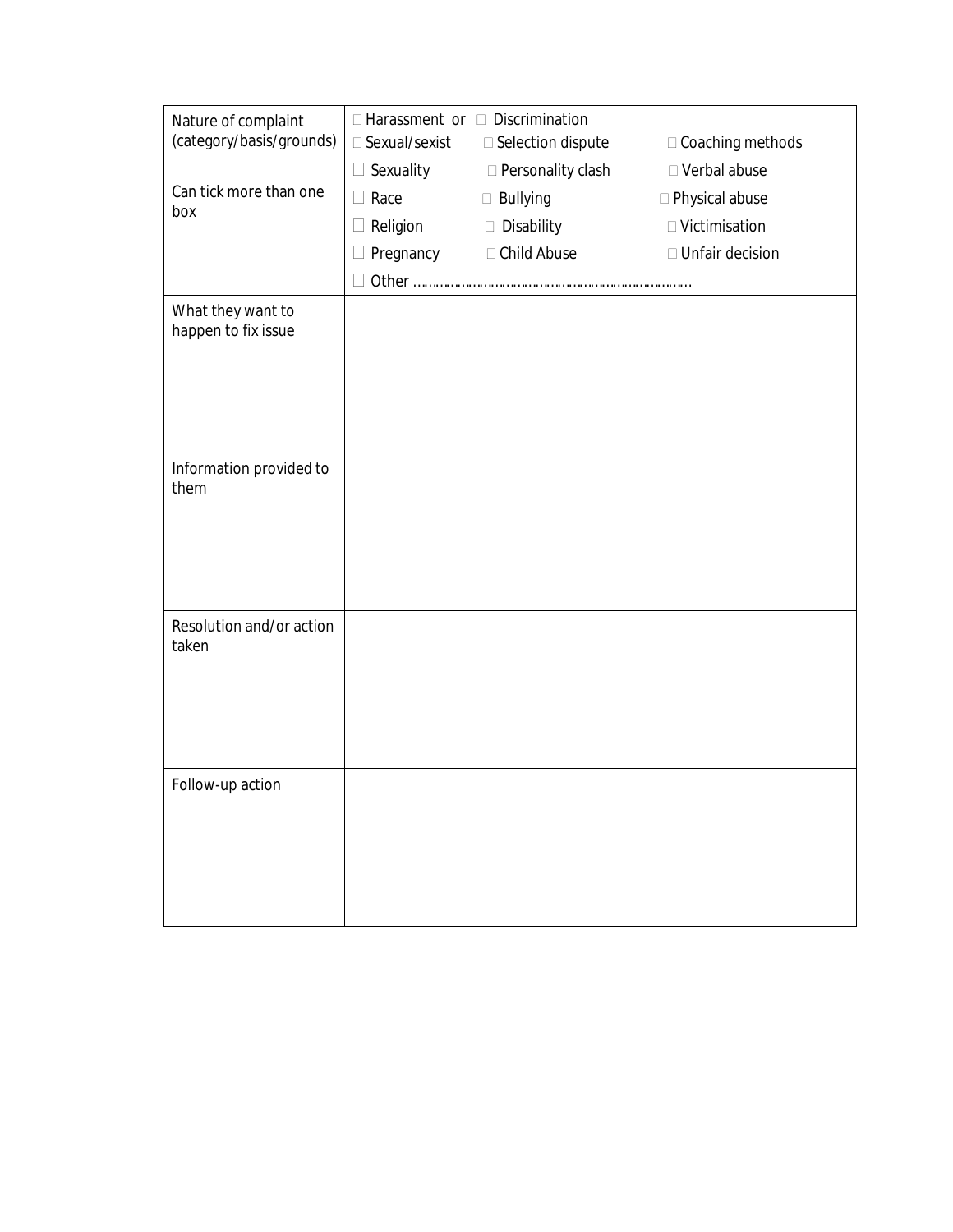| | |
|---|---|
| Nature of complaint (category/basis/grounds)<br><br>Can tick more than one box | □ Harassment or □ Discrimination<br>□ Sexual/sexist □ Selection dispute □ Coaching methods<br>□ Sexuality □ Personality clash □ Verbal abuse<br>□ Race □ Bullying □ Physical abuse<br>□ Religion □ Disability □ Victimisation<br>□ Pregnancy □ Child Abuse □ Unfair decision<br>□ Other ……………………………………………………………… |
| What they want to happen to fix issue | |
| Information provided to them | |
| Resolution and/or action taken | |
| Follow-up action | |